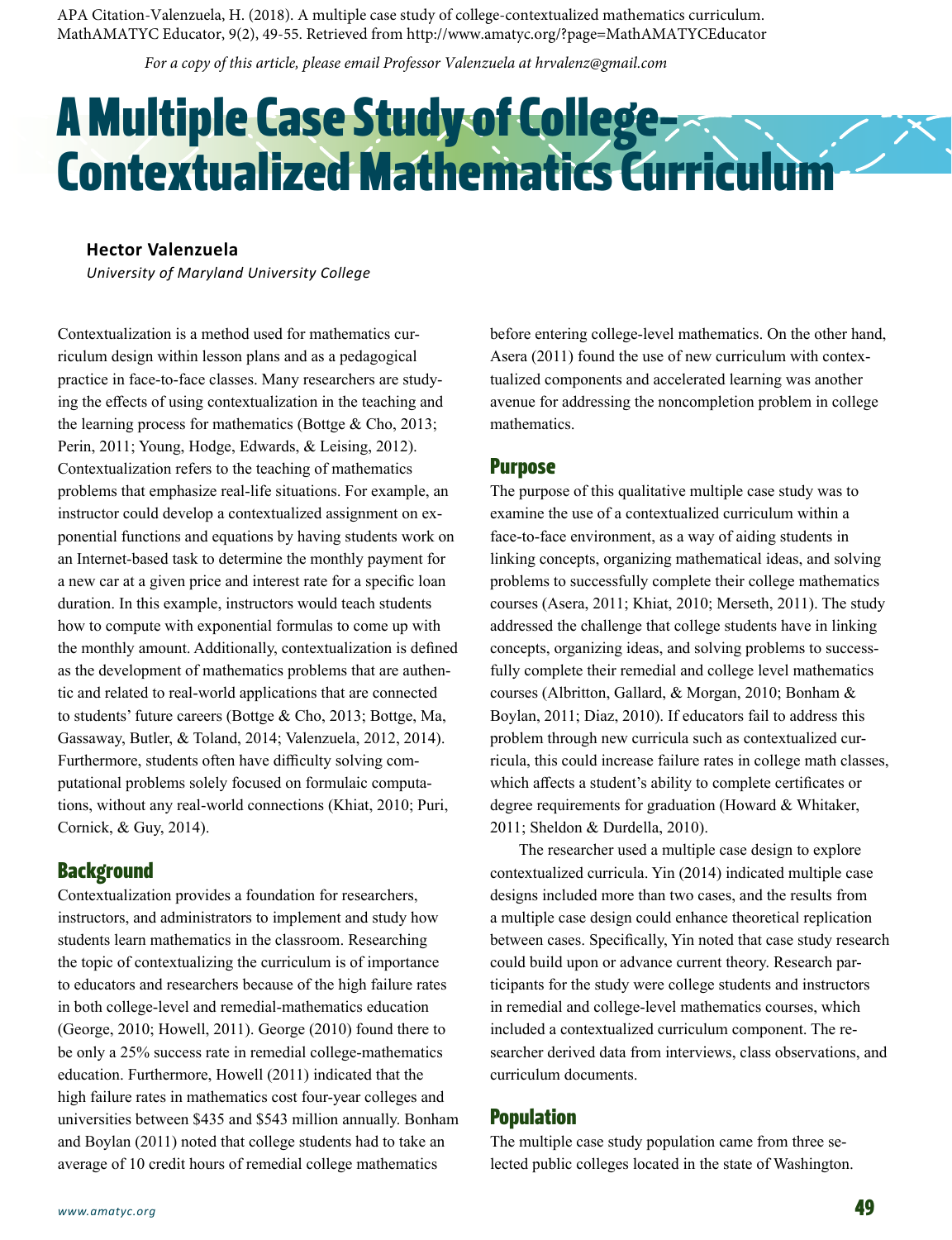APA Citation-Valenzuela, H. (2018). A multiple case study of college-contextualized mathematics curriculum. MathAMATYC Educator, 9(2), 49-55. Retrieved from http://www.amatyc.org/?page=MathAMATYCEducator

*For a copy of this article, please email Professor Valenzuela at hrvalenz@gmail.com*

# A Multiple Case Study of College-Contextualized Mathematics Curriculum

**Hector Valenzuela**

*University of Maryland University College*

Contextualization is a method used for mathematics curriculum design within lesson plans and as a pedagogical practice in face-to-face classes. Many researchers are studying the effects of using contextualization in the teaching and the learning process for mathematics (Bottge & Cho, 2013; Perin, 2011; Young, Hodge, Edwards, & Leising, 2012). Contextualization refers to the teaching of mathematics problems that emphasize real-life situations. For example, an instructor could develop a contextualized assignment on exponential functions and equations by having students work on an Internet-based task to determine the monthly payment for a new car at a given price and interest rate for a specific loan duration. In this example, instructors would teach students how to compute with exponential formulas to come up with the monthly amount. Additionally, contextualization is defined as the development of mathematics problems that are authentic and related to real-world applications that are connected to students' future careers (Bottge & Cho, 2013; Bottge, Ma, Gassaway, Butler, & Toland, 2014; Valenzuela, 2012, 2014). Furthermore, students often have difficulty solving computational problems solely focused on formulaic computations, without any real-world connections (Khiat, 2010; Puri, Cornick, & Guy, 2014).

## Background

Contextualization provides a foundation for researchers, instructors, and administrators to implement and study how students learn mathematics in the classroom. Researching the topic of contextualizing the curriculum is of importance to educators and researchers because of the high failure rates in both college-level and remedial-mathematics education (George, 2010; Howell, 2011). George (2010) found there to be only a 25% success rate in remedial college-mathematics education. Furthermore, Howell (2011) indicated that the high failure rates in mathematics cost four-year colleges and universities between $435 and $543 million annually. Bonham and Boylan (2011) noted that college students had to take an average of 10 credit hours of remedial college mathematics before entering college-level mathematics. On the other hand, Asera (2011) found the use of new curriculum with contextualized components and accelerated learning was another avenue for addressing the noncompletion problem in college mathematics.

## Purpose

The purpose of this qualitative multiple case study was to examine the use of a contextualized curriculum within a face-to-face environment, as a way of aiding students in linking concepts, organizing mathematical ideas, and solving problems to successfully complete their college mathematics courses (Asera, 2011; Khiat, 2010; Merseth, 2011). The study addressed the challenge that college students have in linking concepts, organizing ideas, and solving problems to successfully complete their remedial and college level mathematics courses (Albritton, Gallard, & Morgan, 2010; Bonham & Boylan, 2011; Diaz, 2010). If educators fail to address this problem through new curricula such as contextualized curricula, this could increase failure rates in college math classes, which affects a student's ability to complete certificates or degree requirements for graduation (Howard & Whitaker, 2011; Sheldon & Durdella, 2010).

The researcher used a multiple case design to explore contextualized curricula. Yin (2014) indicated multiple case designs included more than two cases, and the results from a multiple case design could enhance theoretical replication between cases. Specifically, Yin noted that case study research could build upon or advance current theory. Research participants for the study were college students and instructors in remedial and college-level mathematics courses, which included a contextualized curriculum component. The researcher derived data from interviews, class observations, and curriculum documents.

## Population

The multiple case study population came from three selected public colleges located in the state of Washington.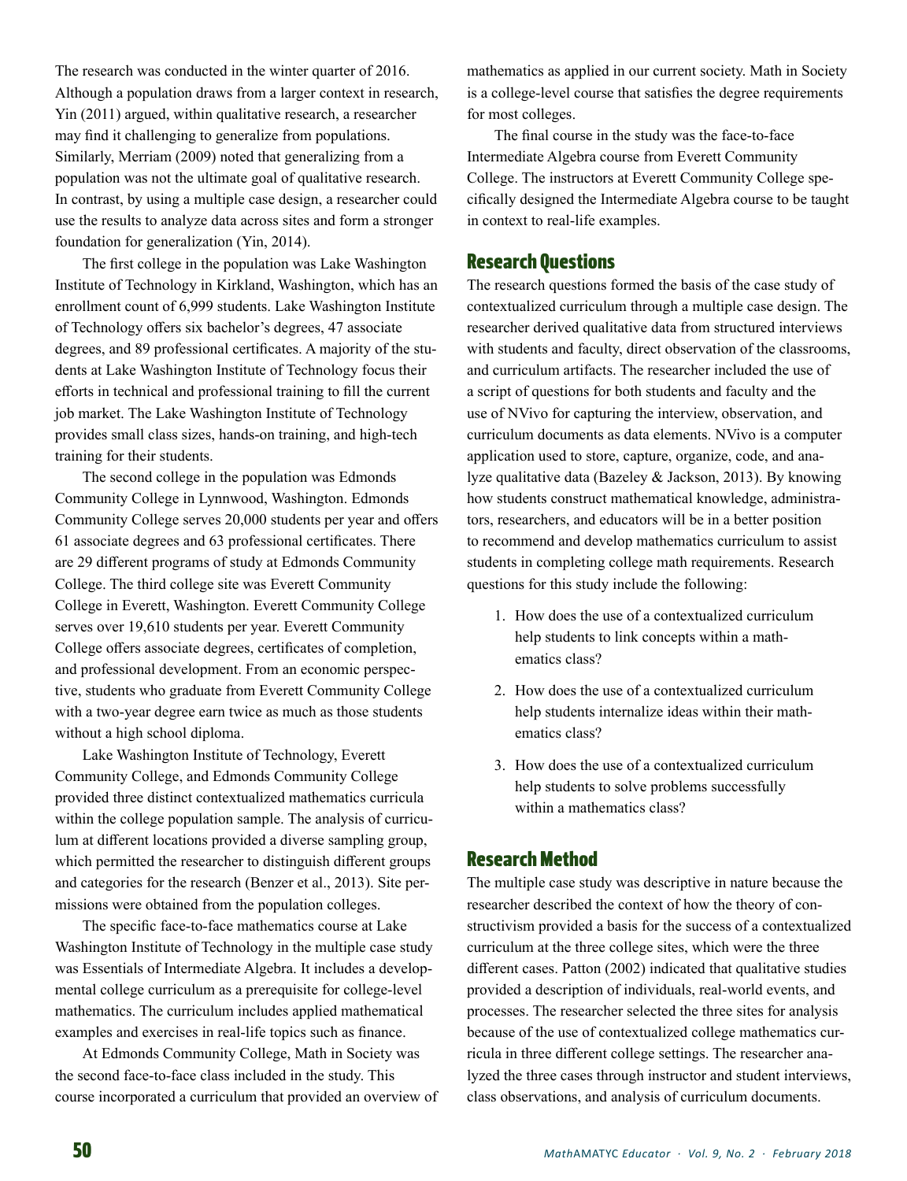The research was conducted in the winter quarter of 2016. Although a population draws from a larger context in research, Yin (2011) argued, within qualitative research, a researcher may find it challenging to generalize from populations. Similarly, Merriam (2009) noted that generalizing from a population was not the ultimate goal of qualitative research. In contrast, by using a multiple case design, a researcher could use the results to analyze data across sites and form a stronger foundation for generalization (Yin, 2014).

The first college in the population was Lake Washington Institute of Technology in Kirkland, Washington, which has an enrollment count of 6,999 students. Lake Washington Institute of Technology offers six bachelor's degrees, 47 associate degrees, and 89 professional certificates. A majority of the students at Lake Washington Institute of Technology focus their efforts in technical and professional training to fill the current job market. The Lake Washington Institute of Technology provides small class sizes, hands-on training, and high-tech training for their students.

The second college in the population was Edmonds Community College in Lynnwood, Washington. Edmonds Community College serves 20,000 students per year and offers 61 associate degrees and 63 professional certificates. There are 29 different programs of study at Edmonds Community College. The third college site was Everett Community College in Everett, Washington. Everett Community College serves over 19,610 students per year. Everett Community College offers associate degrees, certificates of completion, and professional development. From an economic perspective, students who graduate from Everett Community College with a two-year degree earn twice as much as those students without a high school diploma.

Lake Washington Institute of Technology, Everett Community College, and Edmonds Community College provided three distinct contextualized mathematics curricula within the college population sample. The analysis of curriculum at different locations provided a diverse sampling group, which permitted the researcher to distinguish different groups and categories for the research (Benzer et al., 2013). Site permissions were obtained from the population colleges.

The specific face-to-face mathematics course at Lake Washington Institute of Technology in the multiple case study was Essentials of Intermediate Algebra. It includes a developmental college curriculum as a prerequisite for college-level mathematics. The curriculum includes applied mathematical examples and exercises in real-life topics such as finance.

At Edmonds Community College, Math in Society was the second face-to-face class included in the study. This course incorporated a curriculum that provided an overview of mathematics as applied in our current society. Math in Society is a college-level course that satisfies the degree requirements for most colleges.

The final course in the study was the face-to-face Intermediate Algebra course from Everett Community College. The instructors at Everett Community College specifically designed the Intermediate Algebra course to be taught in context to real-life examples.

## Research Questions

The research questions formed the basis of the case study of contextualized curriculum through a multiple case design. The researcher derived qualitative data from structured interviews with students and faculty, direct observation of the classrooms, and curriculum artifacts. The researcher included the use of a script of questions for both students and faculty and the use of NVivo for capturing the interview, observation, and curriculum documents as data elements. NVivo is a computer application used to store, capture, organize, code, and analyze qualitative data (Bazeley & Jackson, 2013). By knowing how students construct mathematical knowledge, administrators, researchers, and educators will be in a better position to recommend and develop mathematics curriculum to assist students in completing college math requirements. Research questions for this study include the following:

1. How does the use of a contextualized curriculum help students to link concepts within a mathematics class?
2. How does the use of a contextualized curriculum help students internalize ideas within their mathematics class?
3. How does the use of a contextualized curriculum help students to solve problems successfully within a mathematics class?

## Research Method

The multiple case study was descriptive in nature because the researcher described the context of how the theory of constructivism provided a basis for the success of a contextualized curriculum at the three college sites, which were the three different cases. Patton (2002) indicated that qualitative studies provided a description of individuals, real-world events, and processes. The researcher selected the three sites for analysis because of the use of contextualized college mathematics curricula in three different college settings. The researcher analyzed the three cases through instructor and student interviews, class observations, and analysis of curriculum documents.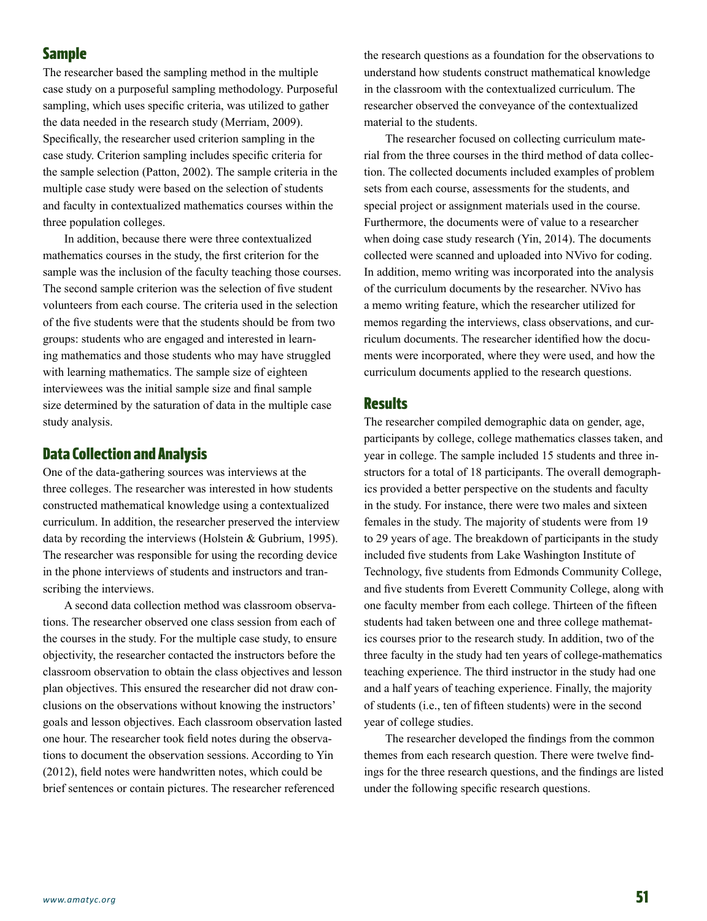## Sample

The researcher based the sampling method in the multiple case study on a purposeful sampling methodology. Purposeful sampling, which uses specific criteria, was utilized to gather the data needed in the research study (Merriam, 2009). Specifically, the researcher used criterion sampling in the case study. Criterion sampling includes specific criteria for the sample selection (Patton, 2002). The sample criteria in the multiple case study were based on the selection of students and faculty in contextualized mathematics courses within the three population colleges.

In addition, because there were three contextualized mathematics courses in the study, the first criterion for the sample was the inclusion of the faculty teaching those courses. The second sample criterion was the selection of five student volunteers from each course. The criteria used in the selection of the five students were that the students should be from two groups: students who are engaged and interested in learning mathematics and those students who may have struggled with learning mathematics. The sample size of eighteen interviewees was the initial sample size and final sample size determined by the saturation of data in the multiple case study analysis.

## Data Collection and Analysis

One of the data-gathering sources was interviews at the three colleges. The researcher was interested in how students constructed mathematical knowledge using a contextualized curriculum. In addition, the researcher preserved the interview data by recording the interviews (Holstein & Gubrium, 1995). The researcher was responsible for using the recording device in the phone interviews of students and instructors and transcribing the interviews.

A second data collection method was classroom observations. The researcher observed one class session from each of the courses in the study. For the multiple case study, to ensure objectivity, the researcher contacted the instructors before the classroom observation to obtain the class objectives and lesson plan objectives. This ensured the researcher did not draw conclusions on the observations without knowing the instructors' goals and lesson objectives. Each classroom observation lasted one hour. The researcher took field notes during the observations to document the observation sessions. According to Yin (2012), field notes were handwritten notes, which could be brief sentences or contain pictures. The researcher referenced the research questions as a foundation for the observations to understand how students construct mathematical knowledge in the classroom with the contextualized curriculum. The researcher observed the conveyance of the contextualized material to the students.

The researcher focused on collecting curriculum material from the three courses in the third method of data collection. The collected documents included examples of problem sets from each course, assessments for the students, and special project or assignment materials used in the course. Furthermore, the documents were of value to a researcher when doing case study research (Yin, 2014). The documents collected were scanned and uploaded into NVivo for coding. In addition, memo writing was incorporated into the analysis of the curriculum documents by the researcher. NVivo has a memo writing feature, which the researcher utilized for memos regarding the interviews, class observations, and curriculum documents. The researcher identified how the documents were incorporated, where they were used, and how the curriculum documents applied to the research questions.

## Results

The researcher compiled demographic data on gender, age, participants by college, college mathematics classes taken, and year in college. The sample included 15 students and three instructors for a total of 18 participants. The overall demographics provided a better perspective on the students and faculty in the study. For instance, there were two males and sixteen females in the study. The majority of students were from 19 to 29 years of age. The breakdown of participants in the study included five students from Lake Washington Institute of Technology, five students from Edmonds Community College, and five students from Everett Community College, along with one faculty member from each college. Thirteen of the fifteen students had taken between one and three college mathematics courses prior to the research study. In addition, two of the three faculty in the study had ten years of college-mathematics teaching experience. The third instructor in the study had one and a half years of teaching experience. Finally, the majority of students (i.e., ten of fifteen students) were in the second year of college studies.

The researcher developed the findings from the common themes from each research question. There were twelve findings for the three research questions, and the findings are listed under the following specific research questions.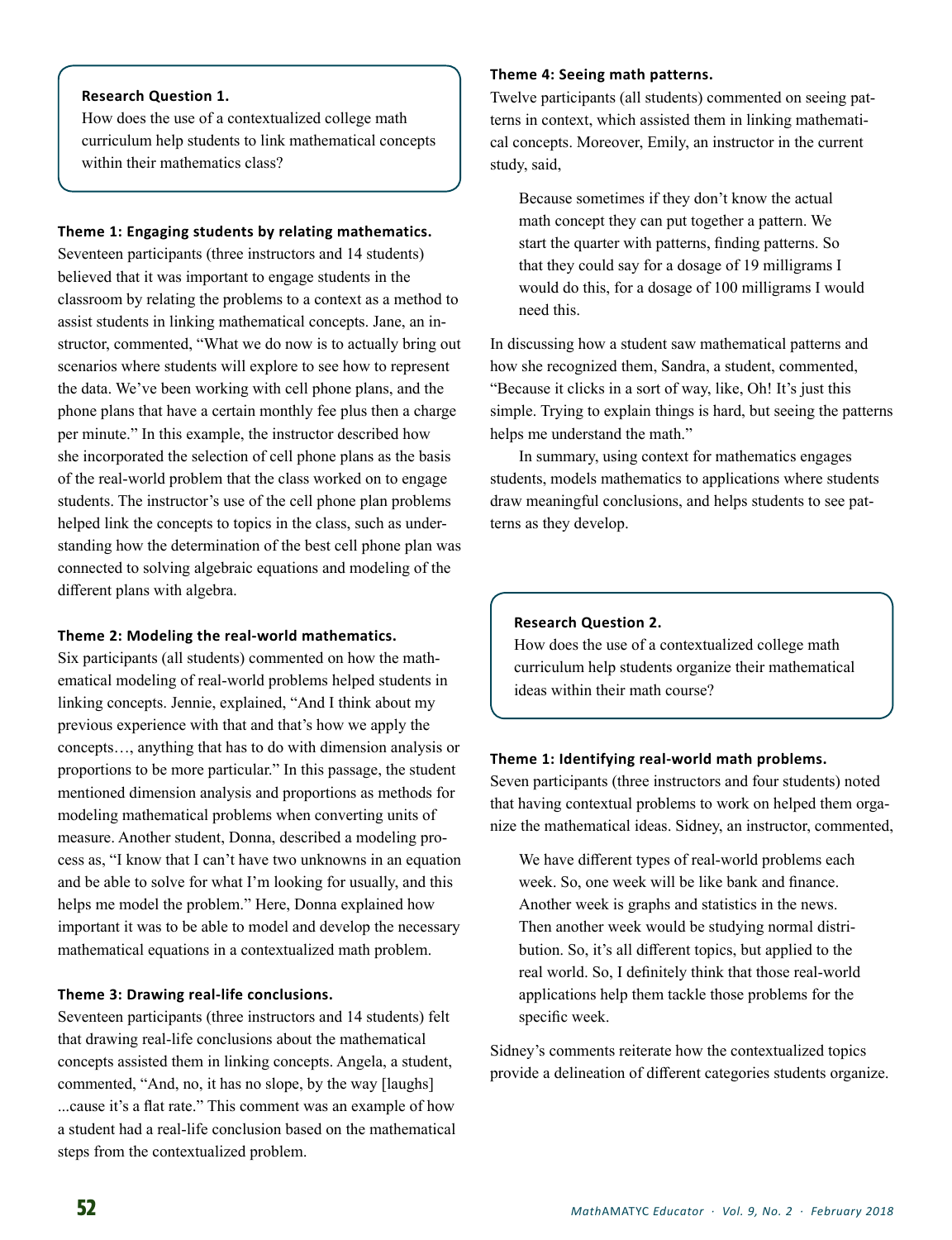**Research Question 1.**
How does the use of a contextualized college math curriculum help students to link mathematical concepts within their mathematics class?

**Theme 1: Engaging students by relating mathematics.**
Seventeen participants (three instructors and 14 students) believed that it was important to engage students in the classroom by relating the problems to a context as a method to assist students in linking mathematical concepts. Jane, an instructor, commented, "What we do now is to actually bring out scenarios where students will explore to see how to represent the data. We've been working with cell phone plans, and the phone plans that have a certain monthly fee plus then a charge per minute." In this example, the instructor described how she incorporated the selection of cell phone plans as the basis of the real-world problem that the class worked on to engage students. The instructor's use of the cell phone plan problems helped link the concepts to topics in the class, such as understanding how the determination of the best cell phone plan was connected to solving algebraic equations and modeling of the different plans with algebra.

**Theme 2: Modeling the real-world mathematics.**
Six participants (all students) commented on how the mathematical modeling of real-world problems helped students in linking concepts. Jennie, explained, "And I think about my previous experience with that and that's how we apply the concepts…, anything that has to do with dimension analysis or proportions to be more particular." In this passage, the student mentioned dimension analysis and proportions as methods for modeling mathematical problems when converting units of measure. Another student, Donna, described a modeling process as, "I know that I can't have two unknowns in an equation and be able to solve for what I'm looking for usually, and this helps me model the problem." Here, Donna explained how important it was to be able to model and develop the necessary mathematical equations in a contextualized math problem.

**Theme 3: Drawing real-life conclusions.**
Seventeen participants (three instructors and 14 students) felt that drawing real-life conclusions about the mathematical concepts assisted them in linking concepts. Angela, a student, commented, "And, no, it has no slope, by the way [laughs] ...cause it's a flat rate." This comment was an example of how a student had a real-life conclusion based on the mathematical steps from the contextualized problem.

**Theme 4: Seeing math patterns.**
Twelve participants (all students) commented on seeing patterns in context, which assisted them in linking mathematical concepts. Moreover, Emily, an instructor in the current study, said,

> Because sometimes if they don't know the actual math concept they can put together a pattern. We start the quarter with patterns, finding patterns. So that they could say for a dosage of 19 milligrams I would do this, for a dosage of 100 milligrams I would need this.

In discussing how a student saw mathematical patterns and how she recognized them, Sandra, a student, commented, "Because it clicks in a sort of way, like, Oh! It's just this simple. Trying to explain things is hard, but seeing the patterns helps me understand the math."

In summary, using context for mathematics engages students, models mathematics to applications where students draw meaningful conclusions, and helps students to see patterns as they develop.

**Research Question 2.**
How does the use of a contextualized college math curriculum help students organize their mathematical ideas within their math course?

**Theme 1: Identifying real-world math problems.**
Seven participants (three instructors and four students) noted that having contextual problems to work on helped them organize the mathematical ideas. Sidney, an instructor, commented,

> We have different types of real-world problems each week. So, one week will be like bank and finance. Another week is graphs and statistics in the news. Then another week would be studying normal distribution. So, it's all different topics, but applied to the real world. So, I definitely think that those real-world applications help them tackle those problems for the specific week.

Sidney's comments reiterate how the contextualized topics provide a delineation of different categories students organize.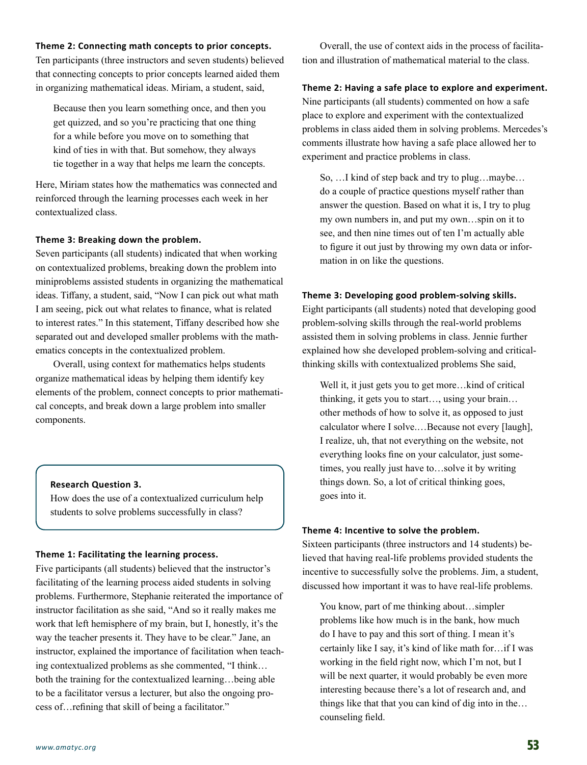**Theme 2: Connecting math concepts to prior concepts.**
Ten participants (three instructors and seven students) believed that connecting concepts to prior concepts learned aided them in organizing mathematical ideas. Miriam, a student, said,

> Because then you learn something once, and then you get quizzed, and so you're practicing that one thing for a while before you move on to something that kind of ties in with that. But somehow, they always tie together in a way that helps me learn the concepts.

Here, Miriam states how the mathematics was connected and reinforced through the learning processes each week in her contextualized class.

**Theme 3: Breaking down the problem.**
Seven participants (all students) indicated that when working on contextualized problems, breaking down the problem into miniproblems assisted students in organizing the mathematical ideas. Tiffany, a student, said, "Now I can pick out what math I am seeing, pick out what relates to finance, what is related to interest rates." In this statement, Tiffany described how she separated out and developed smaller problems with the mathematics concepts in the contextualized problem.

Overall, using context for mathematics helps students organize mathematical ideas by helping them identify key elements of the problem, connect concepts to prior mathematical concepts, and break down a large problem into smaller components.

**Research Question 3.**
How does the use of a contextualized curriculum help students to solve problems successfully in class?

**Theme 1: Facilitating the learning process.**
Five participants (all students) believed that the instructor's facilitating of the learning process aided students in solving problems. Furthermore, Stephanie reiterated the importance of instructor facilitation as she said, "And so it really makes me work that left hemisphere of my brain, but I, honestly, it's the way the teacher presents it. They have to be clear." Jane, an instructor, explained the importance of facilitation when teaching contextualized problems as she commented, "I think… both the training for the contextualized learning…being able to be a facilitator versus a lecturer, but also the ongoing process of…refining that skill of being a facilitator."

Overall, the use of context aids in the process of facilitation and illustration of mathematical material to the class.

**Theme 2: Having a safe place to explore and experiment.**
Nine participants (all students) commented on how a safe place to explore and experiment with the contextualized problems in class aided them in solving problems. Mercedes's comments illustrate how having a safe place allowed her to experiment and practice problems in class.

> So, …I kind of step back and try to plug…maybe… do a couple of practice questions myself rather than answer the question. Based on what it is, I try to plug my own numbers in, and put my own…spin on it to see, and then nine times out of ten I'm actually able to figure it out just by throwing my own data or information in on like the questions.

**Theme 3: Developing good problem-solving skills.**
Eight participants (all students) noted that developing good problem-solving skills through the real-world problems assisted them in solving problems in class. Jennie further explained how she developed problem-solving and critical-thinking skills with contextualized problems She said,

> Well it, it just gets you to get more…kind of critical thinking, it gets you to start…, using your brain… other methods of how to solve it, as opposed to just calculator where I solve.…Because not every [laugh], I realize, uh, that not everything on the website, not everything looks fine on your calculator, just sometimes, you really just have to…solve it by writing things down. So, a lot of critical thinking goes, goes into it.

**Theme 4: Incentive to solve the problem.**
Sixteen participants (three instructors and 14 students) believed that having real-life problems provided students the incentive to successfully solve the problems. Jim, a student, discussed how important it was to have real-life problems.

> You know, part of me thinking about…simpler problems like how much is in the bank, how much do I have to pay and this sort of thing. I mean it's certainly like I say, it's kind of like math for…if I was working in the field right now, which I'm not, but I will be next quarter, it would probably be even more interesting because there's a lot of research and, and things like that that you can kind of dig into in the… counseling field.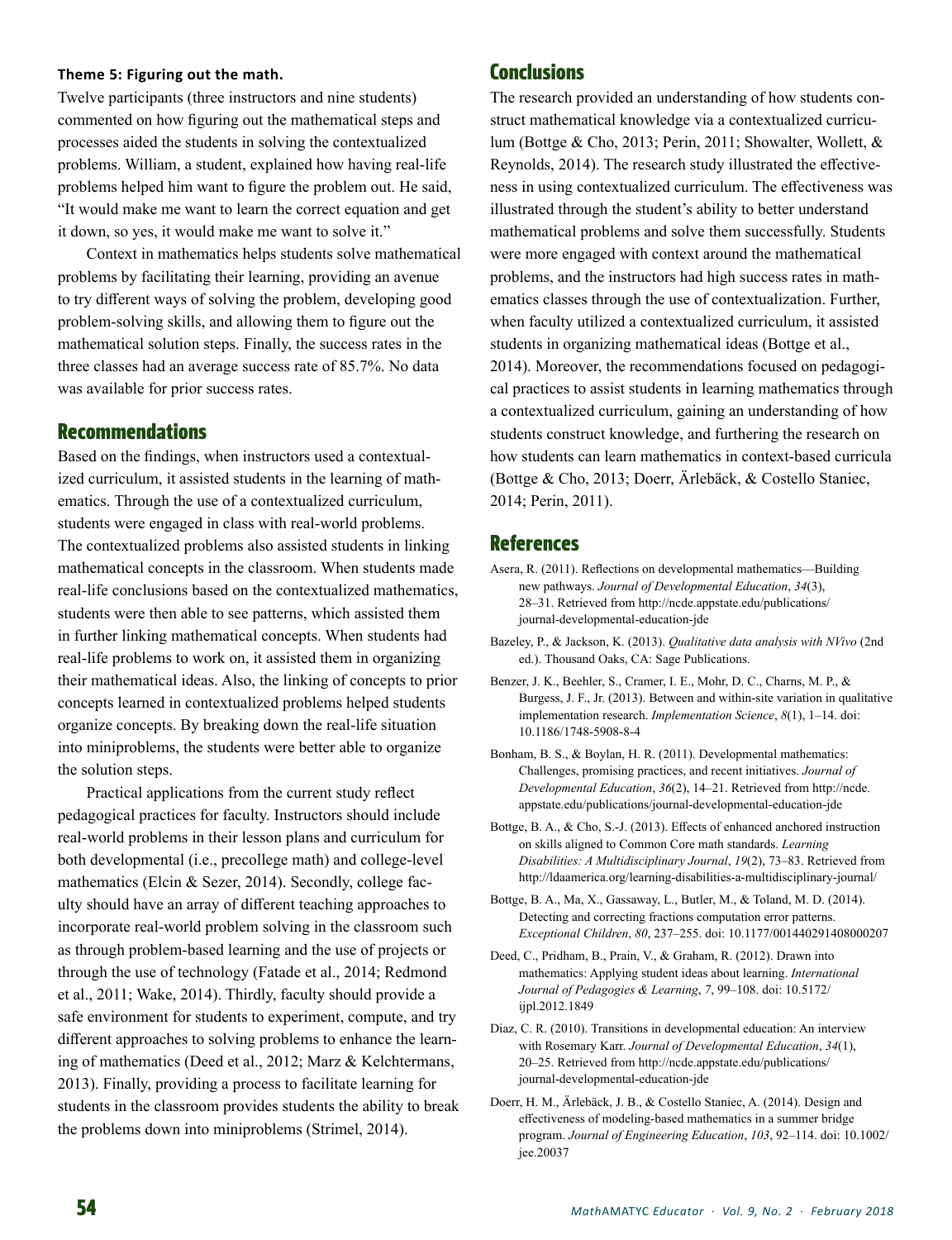#### Theme 5: Figuring out the math.

Twelve participants (three instructors and nine students) commented on how figuring out the mathematical steps and processes aided the students in solving the contextualized problems. William, a student, explained how having real-life problems helped him want to figure the problem out. He said, "It would make me want to learn the correct equation and get it down, so yes, it would make me want to solve it."

Context in mathematics helps students solve mathematical problems by facilitating their learning, providing an avenue to try different ways of solving the problem, developing good problem-solving skills, and allowing them to figure out the mathematical solution steps. Finally, the success rates in the three classes had an average success rate of 85.7%. No data was available for prior success rates.

## Recommendations

Based on the findings, when instructors used a contextualized curriculum, it assisted students in the learning of mathematics. Through the use of a contextualized curriculum, students were engaged in class with real-world problems. The contextualized problems also assisted students in linking mathematical concepts in the classroom. When students made real-life conclusions based on the contextualized mathematics, students were then able to see patterns, which assisted them in further linking mathematical concepts. When students had real-life problems to work on, it assisted them in organizing their mathematical ideas. Also, the linking of concepts to prior concepts learned in contextualized problems helped students organize concepts. By breaking down the real-life situation into miniproblems, the students were better able to organize the solution steps.

Practical applications from the current study reflect pedagogical practices for faculty. Instructors should include real-world problems in their lesson plans and curriculum for both developmental (i.e., precollege math) and college-level mathematics (Elcin & Sezer, 2014). Secondly, college faculty should have an array of different teaching approaches to incorporate real-world problem solving in the classroom such as through problem-based learning and the use of projects or through the use of technology (Fatade et al., 2014; Redmond et al., 2011; Wake, 2014). Thirdly, faculty should provide a safe environment for students to experiment, compute, and try different approaches to solving problems to enhance the learning of mathematics (Deed et al., 2012; Marz & Kelchtermans, 2013). Finally, providing a process to facilitate learning for students in the classroom provides students the ability to break the problems down into miniproblems (Strimel, 2014).

## Conclusions

The research provided an understanding of how students construct mathematical knowledge via a contextualized curriculum (Bottge & Cho, 2013; Perin, 2011; Showalter, Wollett, & Reynolds, 2014). The research study illustrated the effectiveness in using contextualized curriculum. The effectiveness was illustrated through the student's ability to better understand mathematical problems and solve them successfully. Students were more engaged with context around the mathematical problems, and the instructors had high success rates in mathematics classes through the use of contextualization. Further, when faculty utilized a contextualized curriculum, it assisted students in organizing mathematical ideas (Bottge et al., 2014). Moreover, the recommendations focused on pedagogical practices to assist students in learning mathematics through a contextualized curriculum, gaining an understanding of how students construct knowledge, and furthering the research on how students can learn mathematics in context-based curricula (Bottge & Cho, 2013; Doerr, Ärlebäck, & Costello Staniec, 2014; Perin, 2011).

## References

Asera, R. (2011). Reflections on developmental mathematics—Building new pathways. *Journal of Developmental Education*, *34*(3), 28–31. Retrieved from http://ncde.appstate.edu/publications/journal-developmental-education-jde

Bazeley, P., & Jackson, K. (2013). *Qualitative data analysis with NVivo* (2nd ed.). Thousand Oaks, CA: Sage Publications.

Benzer, J. K., Beehler, S., Cramer, I. E., Mohr, D. C., Charns, M. P., & Burgess, J. F., Jr. (2013). Between and within-site variation in qualitative implementation research. *Implementation Science*, *8*(1), 1–14. doi: 10.1186/1748-5908-8-4

Bonham, B. S., & Boylan, H. R. (2011). Developmental mathematics: Challenges, promising practices, and recent initiatives. *Journal of Developmental Education*, *36*(2), 14–21. Retrieved from http://ncde.appstate.edu/publications/journal-developmental-education-jde

Bottge, B. A., & Cho, S.-J. (2013). Effects of enhanced anchored instruction on skills aligned to Common Core math standards. *Learning Disabilities: A Multidisciplinary Journal*, *19*(2), 73–83. Retrieved from http://ldaamerica.org/learning-disabilities-a-multidisciplinary-journal/

Bottge, B. A., Ma, X., Gassaway, L., Butler, M., & Toland, M. D. (2014). Detecting and correcting fractions computation error patterns. *Exceptional Children*, *80*, 237–255. doi: 10.1177/001440291408000207

Deed, C., Pridham, B., Prain, V., & Graham, R. (2012). Drawn into mathematics: Applying student ideas about learning. *International Journal of Pedagogies & Learning*, *7*, 99–108. doi: 10.5172/ijpl.2012.1849

Diaz, C. R. (2010). Transitions in developmental education: An interview with Rosemary Karr. *Journal of Developmental Education*, *34*(1), 20–25. Retrieved from http://ncde.appstate.edu/publications/journal-developmental-education-jde

Doerr, H. M., Ärlebäck, J. B., & Costello Staniec, A. (2014). Design and effectiveness of modeling-based mathematics in a summer bridge program. *Journal of Engineering Education*, *103*, 92–114. doi: 10.1002/jee.20037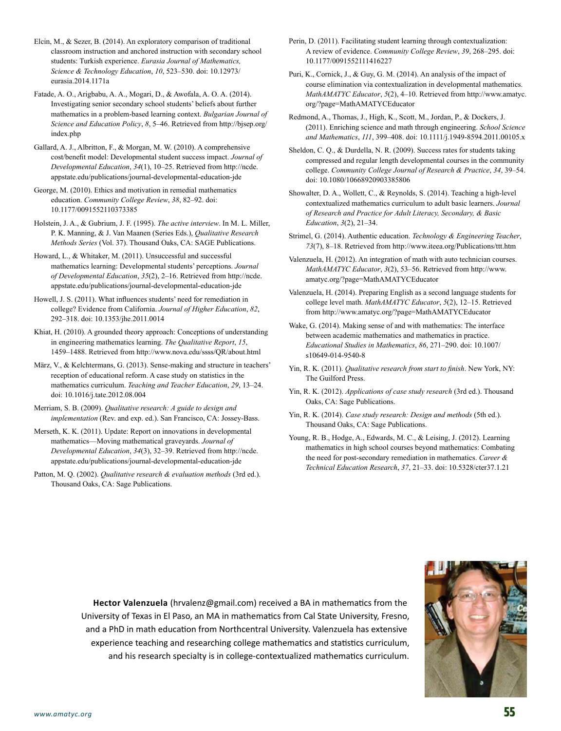Elcin, M., & Sezer, B. (2014). An exploratory comparison of traditional classroom instruction and anchored instruction with secondary school students: Turkish experience. *Eurasia Journal of Mathematics, Science & Technology Education*, *10*, 523–530. doi: 10.12973/eurasia.2014.1171a

Fatade, A. O., Arigbabu, A. A., Mogari, D., & Awofala, A. O. A. (2014). Investigating senior secondary school students' beliefs about further mathematics in a problem-based learning context. *Bulgarian Journal of Science and Education Policy*, *8*, 5–46. Retrieved from http://bjsep.org/index.php

Gallard, A. J., Albritton, F., & Morgan, M. W. (2010). A comprehensive cost/benefit model: Developmental student success impact. *Journal of Developmental Education*, *34*(1), 10–25. Retrieved from http://ncde.appstate.edu/publications/journal-developmental-education-jde

George, M. (2010). Ethics and motivation in remedial mathematics education. *Community College Review*, *38*, 82–92. doi: 10.1177/0091552110373385

Holstein, J. A., & Gubrium, J. F. (1995). *The active interview*. In M. L. Miller, P. K. Manning, & J. Van Maanen (Series Eds.), *Qualitative Research Methods Series* (Vol. 37). Thousand Oaks, CA: SAGE Publications.

Howard, L., & Whitaker, M. (2011). Unsuccessful and successful mathematics learning: Developmental students' perceptions. *Journal of Developmental Education*, *35*(2), 2–16. Retrieved from http://ncde.appstate.edu/publications/journal-developmental-education-jde

Howell, J. S. (2011). What influences students' need for remediation in college? Evidence from California. *Journal of Higher Education*, *82*, 292–318. doi: 10.1353/jhe.2011.0014

Khiat, H. (2010). A grounded theory approach: Conceptions of understanding in engineering mathematics learning. *The Qualitative Report*, *15*, 1459–1488. Retrieved from http://www.nova.edu/ssss/QR/about.html

März, V., & Kelchtermans, G. (2013). Sense-making and structure in teachers' reception of educational reform. A case study on statistics in the mathematics curriculum. *Teaching and Teacher Education*, *29*, 13–24. doi: 10.1016/j.tate.2012.08.004

Merriam, S. B. (2009). *Qualitative research: A guide to design and implementation* (Rev. and exp. ed.). San Francisco, CA: Jossey-Bass.

Merseth, K. K. (2011). Update: Report on innovations in developmental mathematics—Moving mathematical graveyards. *Journal of Developmental Education*, *34*(3), 32–39. Retrieved from http://ncde.appstate.edu/publications/journal-developmental-education-jde

Patton, M. Q. (2002). *Qualitative research & evaluation methods* (3rd ed.). Thousand Oaks, CA: Sage Publications.

Perin, D. (2011). Facilitating student learning through contextualization: A review of evidence. *Community College Review*, *39*, 268–295. doi: 10.1177/0091552111416227

Puri, K., Cornick, J., & Guy, G. M. (2014). An analysis of the impact of course elimination via contextualization in developmental mathematics. *MathAMATYC Educator*, *5*(2), 4–10. Retrieved from http://www.amatyc.org/?page=MathAMATYCEducator

Redmond, A., Thomas, J., High, K., Scott, M., Jordan, P., & Dockers, J. (2011). Enriching science and math through engineering. *School Science and Mathematics*, *111*, 399–408. doi: 10.1111/j.1949-8594.2011.00105.x

Sheldon, C. Q., & Durdella, N. R. (2009). Success rates for students taking compressed and regular length developmental courses in the community college. *Community College Journal of Research & Practice*, *34*, 39–54. doi: 10.1080/10668920903385806

Showalter, D. A., Wollett, C., & Reynolds, S. (2014). Teaching a high-level contextualized mathematics curriculum to adult basic learners. *Journal of Research and Practice for Adult Literacy, Secondary, & Basic Education*, *3*(2), 21–34.

Strimel, G. (2014). Authentic education. *Technology & Engineering Teacher*, *73*(7), 8–18. Retrieved from http://www.iteea.org/Publications/ttt.htm

Valenzuela, H. (2012). An integration of math with auto technician courses. *MathAMATYC Educator*, *3*(2), 53–56. Retrieved from http://www.amatyc.org/?page=MathAMATYCEducator

Valenzuela, H. (2014). Preparing English as a second language students for college level math. *MathAMATYC Educator*, *5*(2), 12–15. Retrieved from http://www.amatyc.org/?page=MathAMATYCEducator

Wake, G. (2014). Making sense of and with mathematics: The interface between academic mathematics and mathematics in practice. *Educational Studies in Mathematics*, *86*, 271–290. doi: 10.1007/s10649-014-9540-8

Yin, R. K. (2011). *Qualitative research from start to finish*. New York, NY: The Guilford Press.

Yin, R. K. (2012). *Applications of case study research* (3rd ed.). Thousand Oaks, CA: Sage Publications.

Yin, R. K. (2014). *Case study research: Design and methods* (5th ed.). Thousand Oaks, CA: Sage Publications.

Young, R. B., Hodge, A., Edwards, M. C., & Leising, J. (2012). Learning mathematics in high school courses beyond mathematics: Combating the need for post-secondary remediation in mathematics. *Career & Technical Education Research*, *37*, 21–33. doi: 10.5328/cter37.1.21

**Hector Valenzuela** (hrvalenz@gmail.com) received a BA in mathematics from the University of Texas in El Paso, an MA in mathematics from Cal State University, Fresno, and a PhD in math education from Northcentral University. Valenzuela has extensive experience teaching and researching college mathematics and statistics curriculum, and his research specialty is in college-contextualized mathematics curriculum.